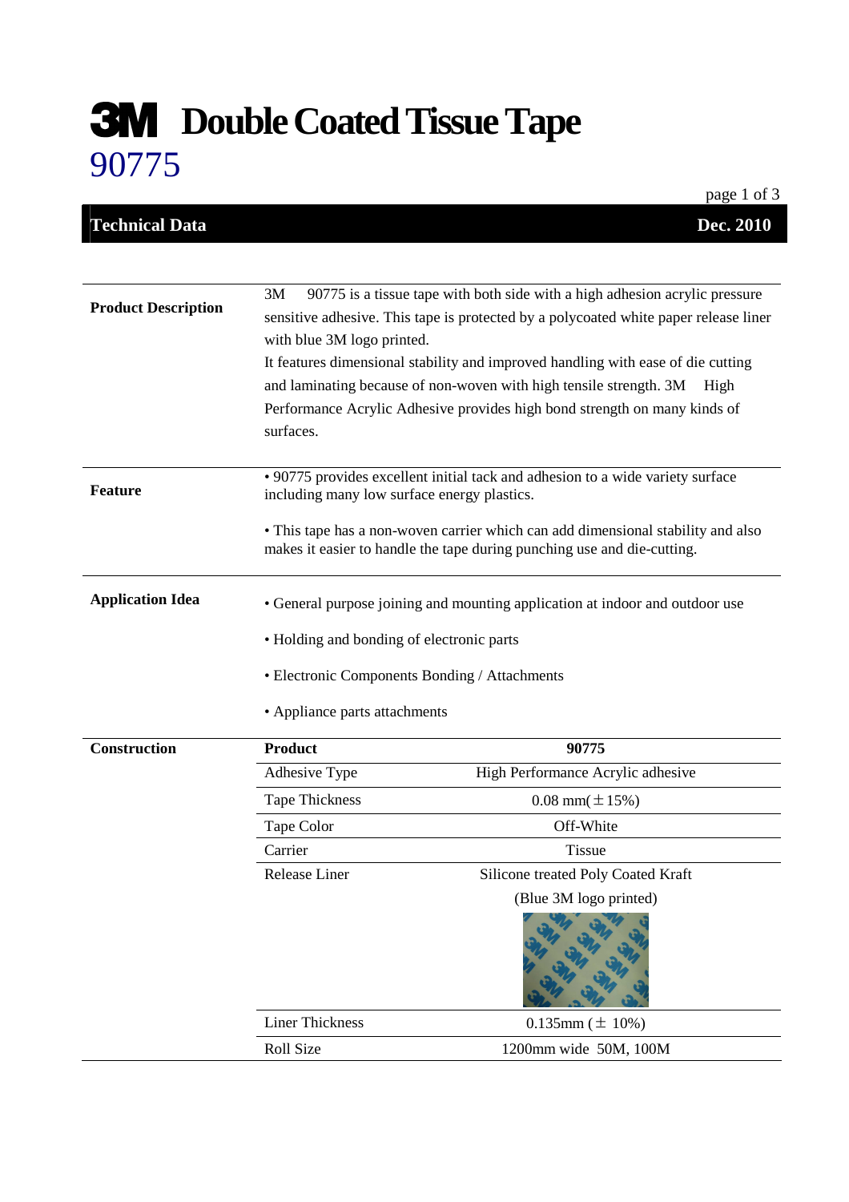# 3M Double Coated Tissue Tape
## 90775

**Technical Data** — **Dec. 2010**

**Product Description**

3M 90775 is a tissue tape with both side with a high adhesion acrylic pressure sensitive adhesive. This tape is protected by a polycoated white paper release liner with blue 3M logo printed.
It features dimensional stability and improved handling with ease of die cutting and laminating because of non-woven with high tensile strength. 3M High Performance Acrylic Adhesive provides high bond strength on many kinds of surfaces.

**Feature**

- 90775 provides excellent initial tack and adhesion to a wide variety surface including many low surface energy plastics.
- This tape has a non-woven carrier which can add dimensional stability and also makes it easier to handle the tape during punching use and die-cutting.

**Application Idea**

- General purpose joining and mounting application at indoor and outdoor use
- Holding and bonding of electronic parts
- Electronic Components Bonding / Attachments
- Appliance parts attachments

**Construction**

| **Product** | **90775** |
|---|---|
| Adhesive Type | High Performance Acrylic adhesive |
| Tape Thickness | 0.08 mm(±15%) |
| Tape Color | Off-White |
| Carrier | Tissue |
| Release Liner | Silicone treated Poly Coated Kraft (Blue 3M logo printed) |
| Liner Thickness | 0.135mm (± 10%) |
| Roll Size | 1200mm wide 50M, 100M |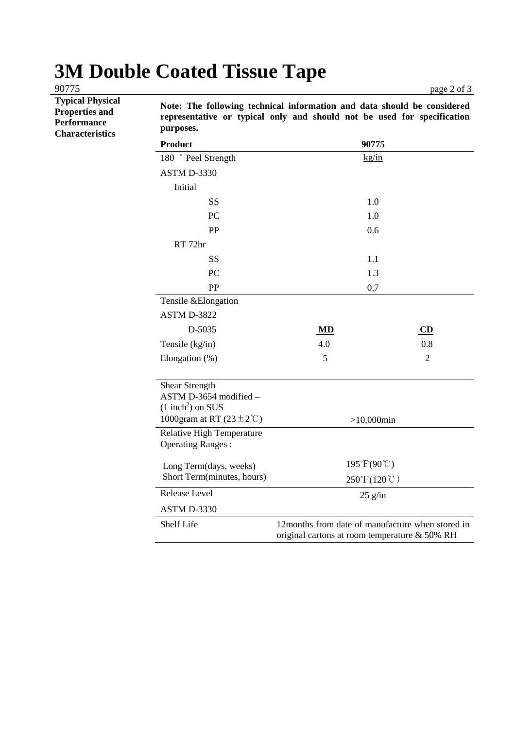# 3M Double Coated Tissue Tape

90775

**Typical Physical Properties and Performance Characteristics**

**Note: The following technical information and data should be considered representative or typical only and should not be used for specification purposes.**

| **Product** | **90775** | |
|---|---|---|
| 180 ° Peel Strength | kg/in | |
| ASTM D-3330 | | |
| Initial | | |
| SS | 1.0 | |
| PC | 1.0 | |
| PP | 0.6 | |
| RT 72hr | | |
| SS | 1.1 | |
| PC | 1.3 | |
| PP | 0.7 | |
| Tensile &Elongation | | |
| ASTM D-3822 | | |
| D-5035 | **MD** | **CD** |
| Tensile (kg/in) | 4.0 | 0.8 |
| Elongation (%) | 5 | 2 |
| Shear Strength<br>ASTM D-3654 modified –<br>(1 inch$^2$) on SUS<br>1000gram at RT (23±2℃) | >10,000min | |
| Relative High Temperature Operating Ranges : | | |
| Long Term(days, weeks) | 195°F(90℃) | |
| Short Term(minutes, hours) | 250°F(120℃) | |
| Release Level | 25 g/in | |
| ASTM D-3330 | | |
| Shelf Life | 12months from date of manufacture when stored in original cartons at room temperature & 50% RH | |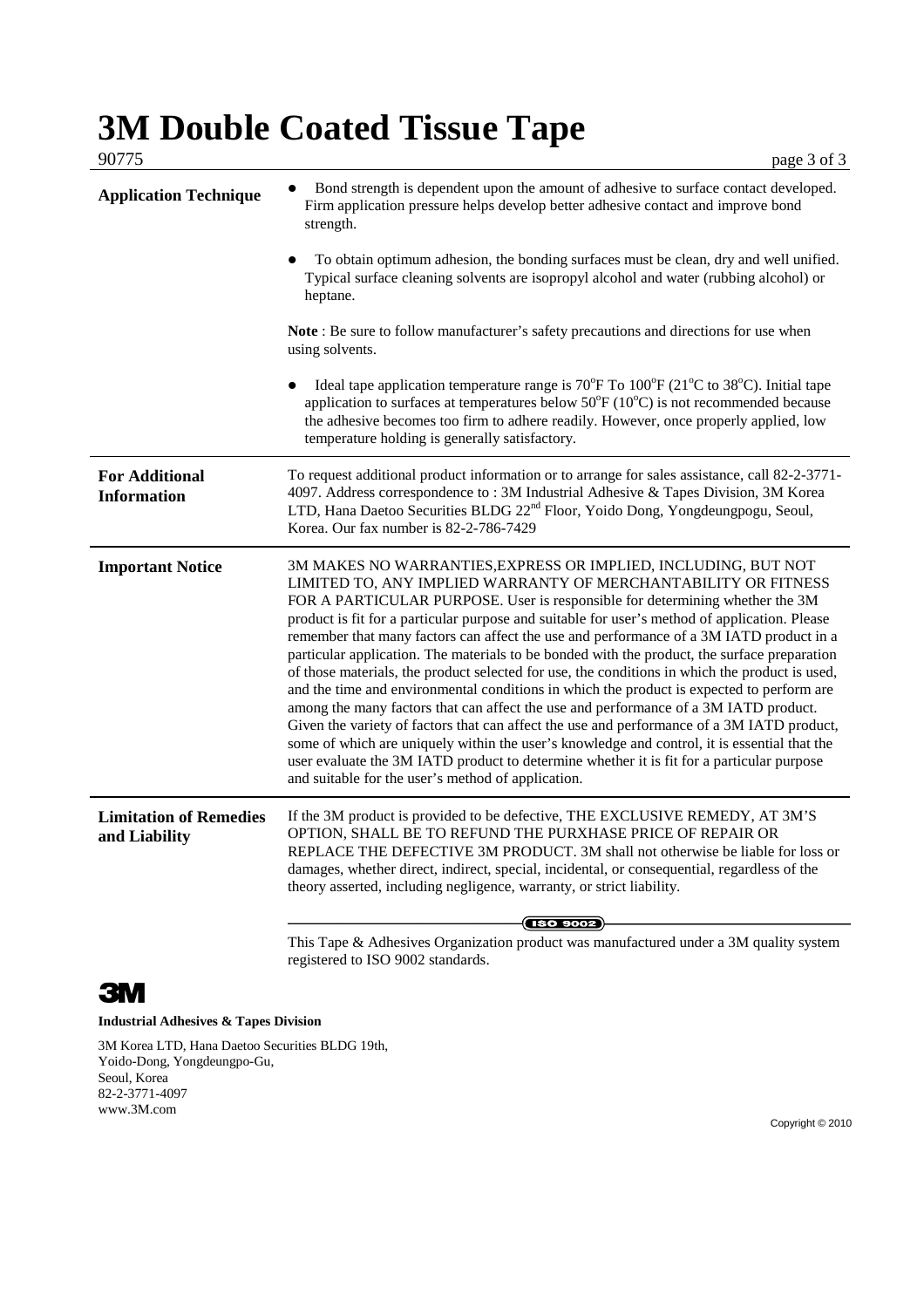# 3M Double Coated Tissue Tape

90775

| | |
|---|---|
| **Application Technique** | • Bond strength is dependent upon the amount of adhesive to surface contact developed. Firm application pressure helps develop better adhesive contact and improve bond strength.<br><br>• To obtain optimum adhesion, the bonding surfaces must be clean, dry and well unified. Typical surface cleaning solvents are isopropyl alcohol and water (rubbing alcohol) or heptane.<br><br>**Note** : Be sure to follow manufacturer's safety precautions and directions for use when using solvents.<br><br>• Ideal tape application temperature range is 70°F To 100°F (21°C to 38°C). Initial tape application to surfaces at temperatures below 50°F (10°C) is not recommended because the adhesive becomes too firm to adhere readily. However, once properly applied, low temperature holding is generally satisfactory. |
| **For Additional Information** | To request additional product information or to arrange for sales assistance, call 82-2-3771-4097. Address correspondence to : 3M Industrial Adhesive & Tapes Division, 3M Korea LTD, Hana Daetoo Securities BLDG 22nd Floor, Yoido Dong, Yongdeungpogu, Seoul, Korea. Our fax number is 82-2-786-7429 |
| **Important Notice** | 3M MAKES NO WARRANTIES,EXPRESS OR IMPLIED, INCLUDING, BUT NOT LIMITED TO, ANY IMPLIED WARRANTY OF MERCHANTABILITY OR FITNESS FOR A PARTICULAR PURPOSE. User is responsible for determining whether the 3M product is fit for a particular purpose and suitable for user's method of application. Please remember that many factors can affect the use and performance of a 3M IATD product in a particular application. The materials to be bonded with the product, the surface preparation of those materials, the product selected for use, the conditions in which the product is used, and the time and environmental conditions in which the product is expected to perform are among the many factors that can affect the use and performance of a 3M IATD product. Given the variety of factors that can affect the use and performance of a 3M IATD product, some of which are uniquely within the user's knowledge and control, it is essential that the user evaluate the 3M IATD product to determine whether it is fit for a particular purpose and suitable for the user's method of application. |
| **Limitation of Remedies and Liability** | If the 3M product is provided to be defective, THE EXCLUSIVE REMEDY, AT 3M'S OPTION, SHALL BE TO REFUND THE PURXHASE PRICE OF REPAIR OR REPLACE THE DEFECTIVE 3M PRODUCT. 3M shall not otherwise be liable for loss or damages, whether direct, indirect, special, incidental, or consequential, regardless of the theory asserted, including negligence, warranty, or strict liability. |

ISO 9002

This Tape & Adhesives Organization product was manufactured under a 3M quality system registered to ISO 9002 standards.

3M

**Industrial Adhesives & Tapes Division**

3M Korea LTD, Hana Daetoo Securities BLDG 19th,
Yoido-Dong, Yongdeungpo-Gu,
Seoul, Korea
82-2-3771-4097
www.3M.com

Copyright © 2010